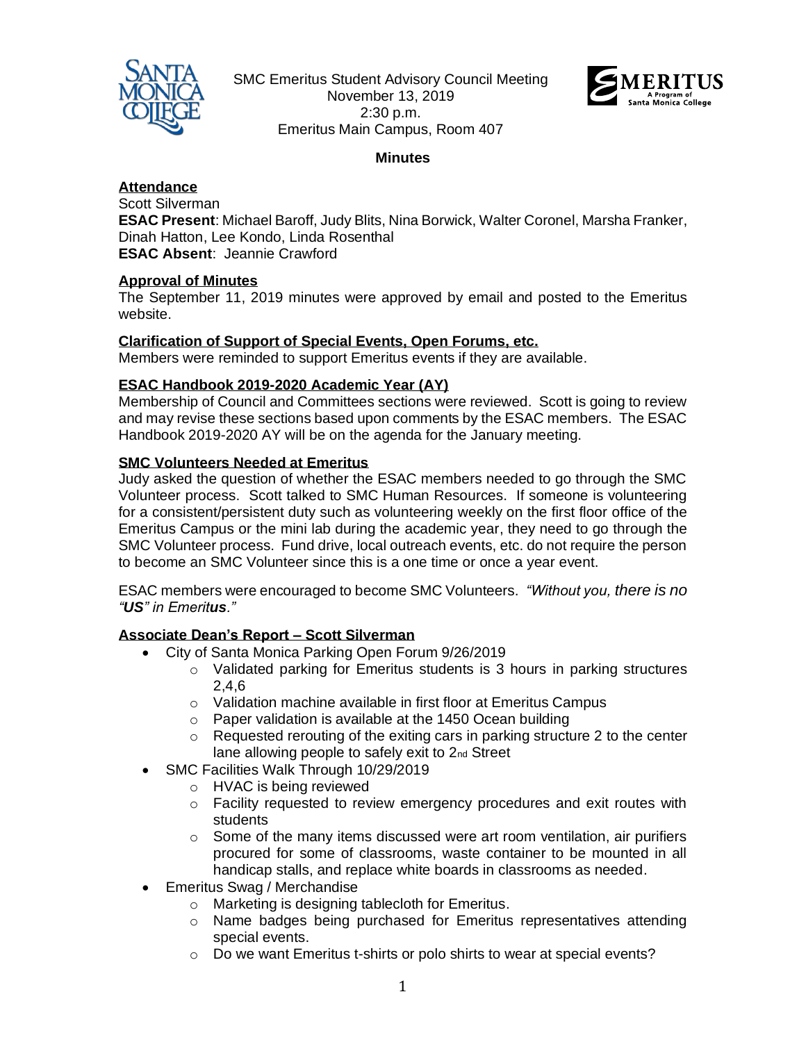SMC Emeritus Student Advisory Council Meeting
November 13, 2019
2:30 p.m.
Emeritus Main Campus, Room 407

**Minutes**

**Attendance**

Scott Silverman
**ESAC Present**: Michael Baroff, Judy Blits, Nina Borwick, Walter Coronel, Marsha Franker, Dinah Hatton, Lee Kondo, Linda Rosenthal
**ESAC Absent**: Jeannie Crawford

**Approval of Minutes**

The September 11, 2019 minutes were approved by email and posted to the Emeritus website.

**Clarification of Support of Special Events, Open Forums, etc.**

Members were reminded to support Emeritus events if they are available.

**ESAC Handbook 2019-2020 Academic Year (AY)**

Membership of Council and Committees sections were reviewed. Scott is going to review and may revise these sections based upon comments by the ESAC members. The ESAC Handbook 2019-2020 AY will be on the agenda for the January meeting.

**SMC Volunteers Needed at Emeritus**

Judy asked the question of whether the ESAC members needed to go through the SMC Volunteer process. Scott talked to SMC Human Resources. If someone is volunteering for a consistent/persistent duty such as volunteering weekly on the first floor office of the Emeritus Campus or the mini lab during the academic year, they need to go through the SMC Volunteer process. Fund drive, local outreach events, etc. do not require the person to become an SMC Volunteer since this is a one time or once a year event.

ESAC members were encouraged to become SMC Volunteers. *"Without you, there is no "**US**" in Emerit**us**."*

**Associate Dean's Report – Scott Silverman**

- City of Santa Monica Parking Open Forum 9/26/2019
  - Validated parking for Emeritus students is 3 hours in parking structures 2,4,6
  - Validation machine available in first floor at Emeritus Campus
  - Paper validation is available at the 1450 Ocean building
  - Requested rerouting of the exiting cars in parking structure 2 to the center lane allowing people to safely exit to 2nd Street
- SMC Facilities Walk Through 10/29/2019
  - HVAC is being reviewed
  - Facility requested to review emergency procedures and exit routes with students
  - Some of the many items discussed were art room ventilation, air purifiers procured for some of classrooms, waste container to be mounted in all handicap stalls, and replace white boards in classrooms as needed.
- Emeritus Swag / Merchandise
  - Marketing is designing tablecloth for Emeritus.
  - Name badges being purchased for Emeritus representatives attending special events.
  - Do we want Emeritus t-shirts or polo shirts to wear at special events?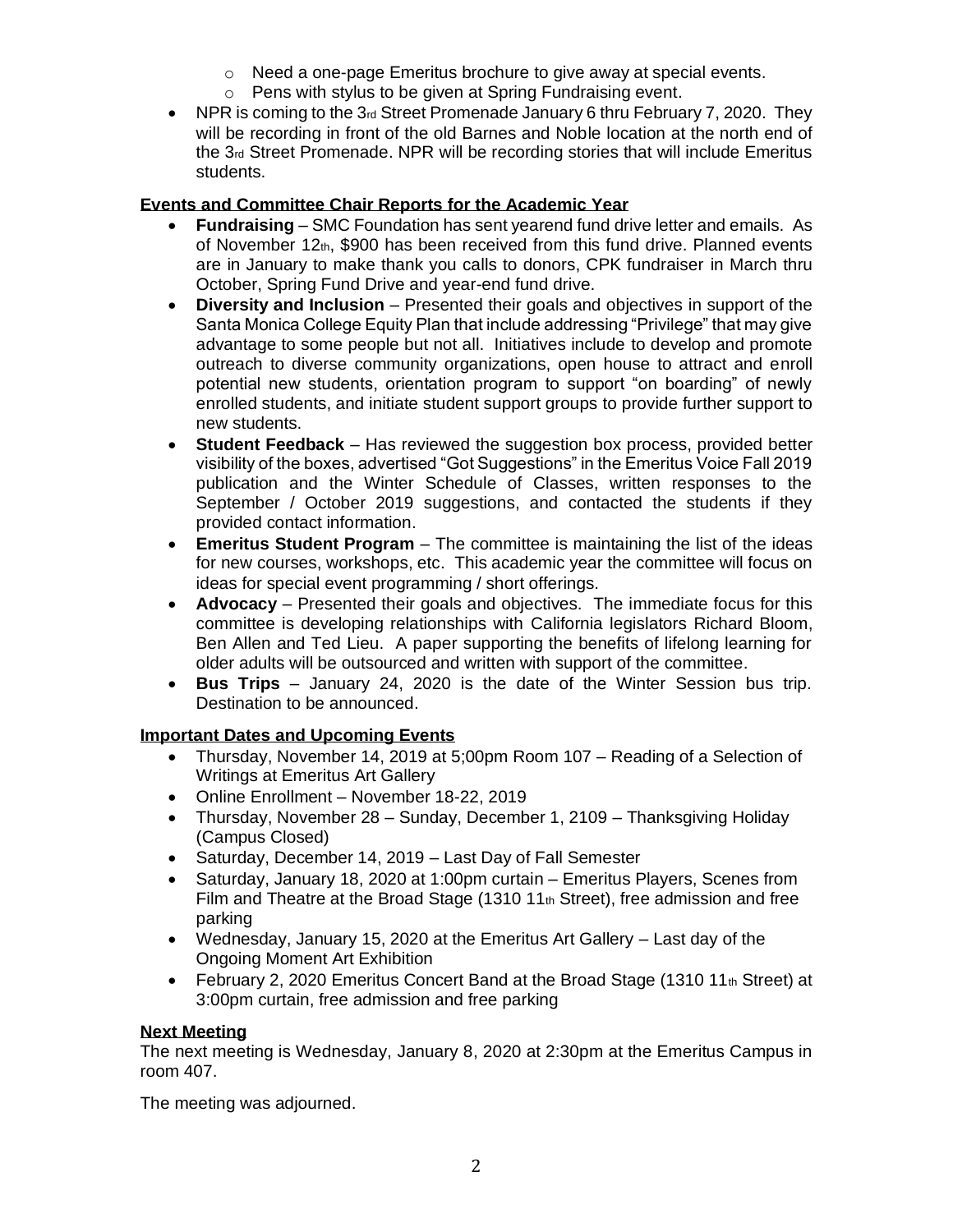- Need a one-page Emeritus brochure to give away at special events.
  - Pens with stylus to be given at Spring Fundraising event.
- NPR is coming to the 3rd Street Promenade January 6 thru February 7, 2020. They will be recording in front of the old Barnes and Noble location at the north end of the 3rd Street Promenade. NPR will be recording stories that will include Emeritus students.

**Events and Committee Chair Reports for the Academic Year**

- **Fundraising** – SMC Foundation has sent yearend fund drive letter and emails. As of November 12th, $900 has been received from this fund drive. Planned events are in January to make thank you calls to donors, CPK fundraiser in March thru October, Spring Fund Drive and year-end fund drive.
- **Diversity and Inclusion** – Presented their goals and objectives in support of the Santa Monica College Equity Plan that include addressing "Privilege" that may give advantage to some people but not all. Initiatives include to develop and promote outreach to diverse community organizations, open house to attract and enroll potential new students, orientation program to support "on boarding" of newly enrolled students, and initiate student support groups to provide further support to new students.
- **Student Feedback** – Has reviewed the suggestion box process, provided better visibility of the boxes, advertised "Got Suggestions" in the Emeritus Voice Fall 2019 publication and the Winter Schedule of Classes, written responses to the September / October 2019 suggestions, and contacted the students if they provided contact information.
- **Emeritus Student Program** – The committee is maintaining the list of the ideas for new courses, workshops, etc. This academic year the committee will focus on ideas for special event programming / short offerings.
- **Advocacy** – Presented their goals and objectives. The immediate focus for this committee is developing relationships with California legislators Richard Bloom, Ben Allen and Ted Lieu. A paper supporting the benefits of lifelong learning for older adults will be outsourced and written with support of the committee.
- **Bus Trips** – January 24, 2020 is the date of the Winter Session bus trip. Destination to be announced.

**Important Dates and Upcoming Events**

- Thursday, November 14, 2019 at 5;00pm Room 107 – Reading of a Selection of Writings at Emeritus Art Gallery
- Online Enrollment – November 18-22, 2019
- Thursday, November 28 – Sunday, December 1, 2109 – Thanksgiving Holiday (Campus Closed)
- Saturday, December 14, 2019 – Last Day of Fall Semester
- Saturday, January 18, 2020 at 1:00pm curtain – Emeritus Players, Scenes from Film and Theatre at the Broad Stage (1310 11th Street), free admission and free parking
- Wednesday, January 15, 2020 at the Emeritus Art Gallery – Last day of the Ongoing Moment Art Exhibition
- February 2, 2020 Emeritus Concert Band at the Broad Stage (1310 11th Street) at 3:00pm curtain, free admission and free parking

**Next Meeting**

The next meeting is Wednesday, January 8, 2020 at 2:30pm at the Emeritus Campus in room 407.

The meeting was adjourned.